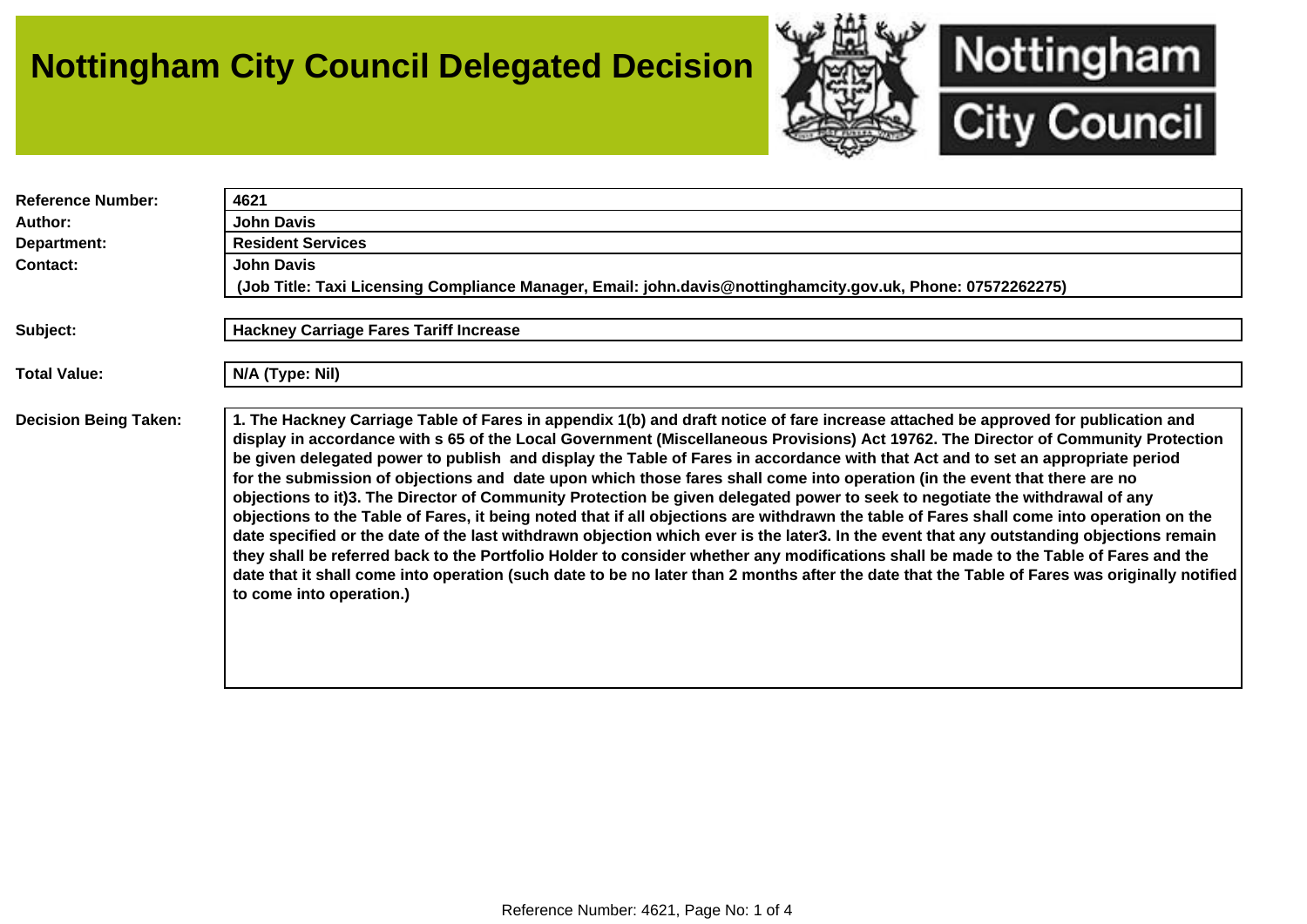# Nottingham City Council Delegated Decision

| | |
|---|---|
| **Reference Number:** | **4621** |
| **Author:** | **John Davis** |
| **Department:** | **Resident Services** |
| **Contact:** | **John Davis** (Job Title: Taxi Licensing Compliance Manager, Email: john.davis@nottinghamcity.gov.uk, Phone: 07572262275) |

| | |
|---|---|
| **Subject:** | **Hackney Carriage Fares Tariff Increase** |

| | |
|---|---|
| **Total Value:** | **N/A (Type: Nil)** |

**Decision Being Taken:**

**1. The Hackney Carriage Table of Fares in appendix 1(b) and draft notice of fare increase attached be approved for publication and display in accordance with s 65 of the Local Government (Miscellaneous Provisions) Act 19762. The Director of Community Protection be given delegated power to publish and display the Table of Fares in accordance with that Act and to set an appropriate period for the submission of objections and date upon which those fares shall come into operation (in the event that there are no objections to it)3. The Director of Community Protection be given delegated power to seek to negotiate the withdrawal of any objections to the Table of Fares, it being noted that if all objections are withdrawn the table of Fares shall come into operation on the date specified or the date of the last withdrawn objection which ever is the later3. In the event that any outstanding objections remain they shall be referred back to the Portfolio Holder to consider whether any modifications shall be made to the Table of Fares and the date that it shall come into operation (such date to be no later than 2 months after the date that the Table of Fares was originally notified to come into operation.)**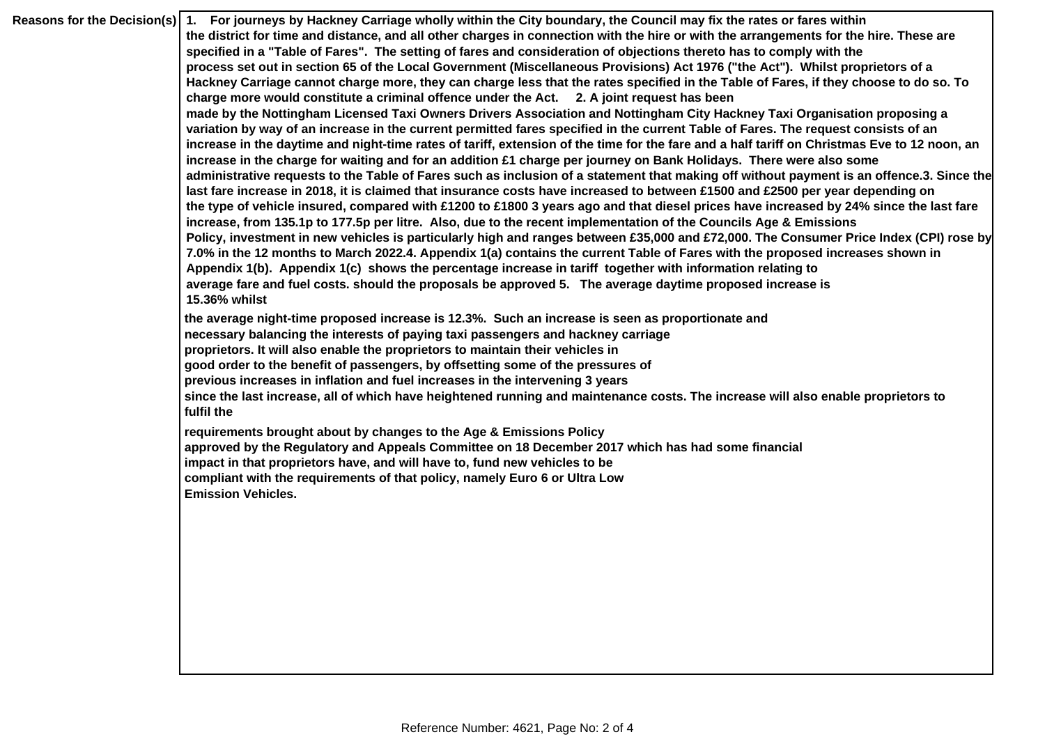**Reasons for the Decision(s)**

**1. For journeys by Hackney Carriage wholly within the City boundary, the Council may fix the rates or fares within the district for time and distance, and all other charges in connection with the hire or with the arrangements for the hire. These are specified in a "Table of Fares". The setting of fares and consideration of objections thereto has to comply with the process set out in section 65 of the Local Government (Miscellaneous Provisions) Act 1976 ("the Act"). Whilst proprietors of a Hackney Carriage cannot charge more, they can charge less that the rates specified in the Table of Fares, if they choose to do so. To charge more would constitute a criminal offence under the Act. 2. A joint request has been made by the Nottingham Licensed Taxi Owners Drivers Association and Nottingham City Hackney Taxi Organisation proposing a variation by way of an increase in the current permitted fares specified in the current Table of Fares. The request consists of an increase in the daytime and night-time rates of tariff, extension of the time for the fare and a half tariff on Christmas Eve to 12 noon, an increase in the charge for waiting and for an addition £1 charge per journey on Bank Holidays. There were also some administrative requests to the Table of Fares such as inclusion of a statement that making off without payment is an offence.3. Since the last fare increase in 2018, it is claimed that insurance costs have increased to between £1500 and £2500 per year depending on the type of vehicle insured, compared with £1200 to £1800 3 years ago and that diesel prices have increased by 24% since the last fare increase, from 135.1p to 177.5p per litre. Also, due to the recent implementation of the Councils Age & Emissions Policy, investment in new vehicles is particularly high and ranges between £35,000 and £72,000. The Consumer Price Index (CPI) rose by 7.0% in the 12 months to March 2022.4. Appendix 1(a) contains the current Table of Fares with the proposed increases shown in Appendix 1(b). Appendix 1(c) shows the percentage increase in tariff together with information relating to average fare and fuel costs. should the proposals be approved 5. The average daytime proposed increase is 15.36% whilst the average night-time proposed increase is 12.3%. Such an increase is seen as proportionate and necessary balancing the interests of paying taxi passengers and hackney carriage proprietors. It will also enable the proprietors to maintain their vehicles in good order to the benefit of passengers, by offsetting some of the pressures of previous increases in inflation and fuel increases in the intervening 3 years since the last increase, all of which have heightened running and maintenance costs. The increase will also enable proprietors to fulfil the requirements brought about by changes to the Age & Emissions Policy approved by the Regulatory and Appeals Committee on 18 December 2017 which has had some financial impact in that proprietors have, and will have to, fund new vehicles to be compliant with the requirements of that policy, namely Euro 6 or Ultra Low Emission Vehicles.**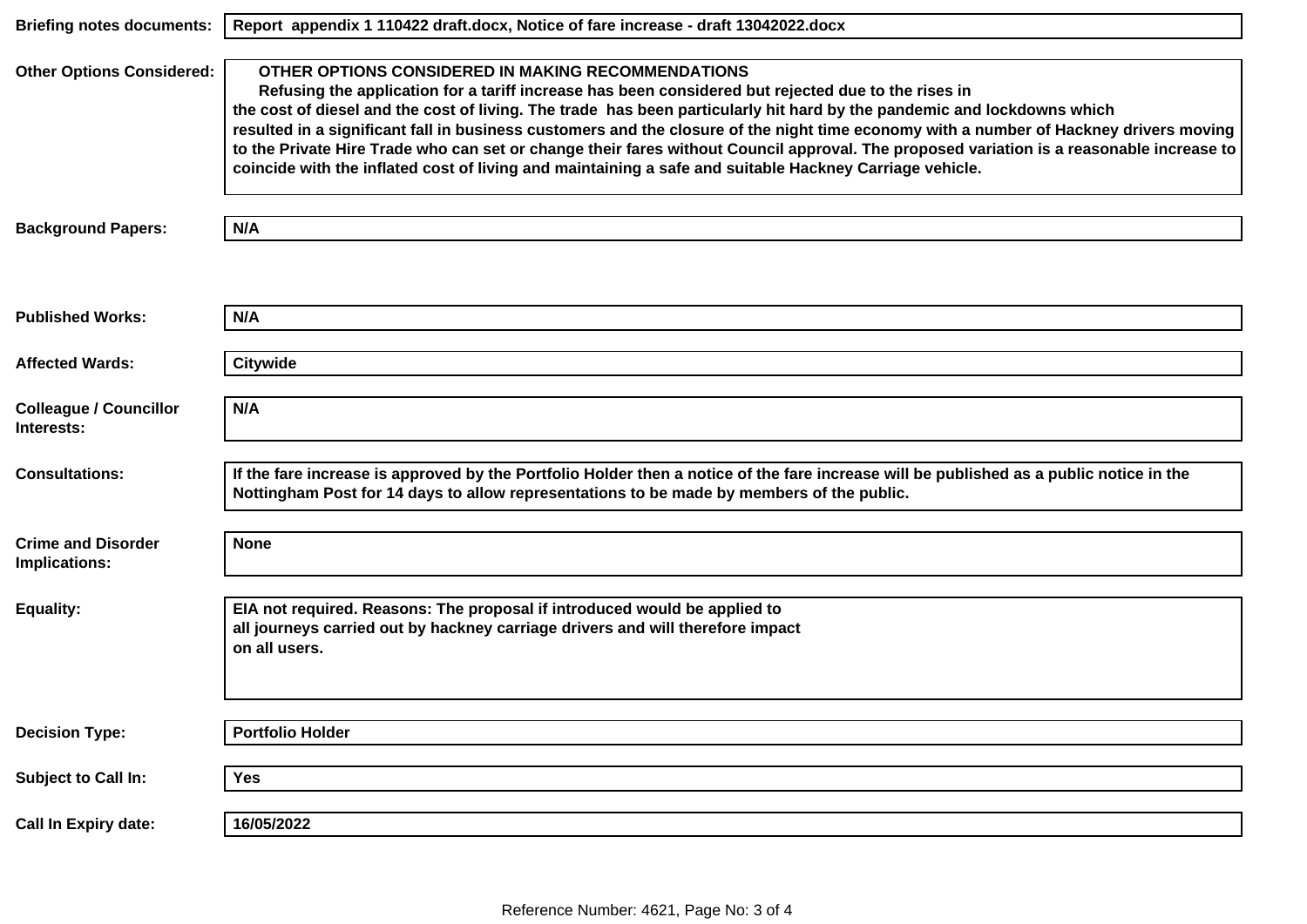**Briefing notes documents:** Report appendix 1 110422 draft.docx, Notice of fare increase - draft 13042022.docx

**Other Options Considered:**

**OTHER OPTIONS CONSIDERED IN MAKING RECOMMENDATIONS**

Refusing the application for a tariff increase has been considered but rejected due to the rises in the cost of diesel and the cost of living. The trade has been particularly hit hard by the pandemic and lockdowns which resulted in a significant fall in business customers and the closure of the night time economy with a number of Hackney drivers moving to the Private Hire Trade who can set or change their fares without Council approval. The proposed variation is a reasonable increase to coincide with the inflated cost of living and maintaining a safe and suitable Hackney Carriage vehicle.

**Background Papers:** N/A

**Published Works:** N/A

**Affected Wards:** Citywide

**Colleague / Councillor Interests:** N/A

**Consultations:** If the fare increase is approved by the Portfolio Holder then a notice of the fare increase will be published as a public notice in the Nottingham Post for 14 days to allow representations to be made by members of the public.

**Crime and Disorder Implications:** None

**Equality:** EIA not required. Reasons: The proposal if introduced would be applied to all journeys carried out by hackney carriage drivers and will therefore impact on all users.

**Decision Type:** Portfolio Holder

**Subject to Call In:** Yes

**Call In Expiry date:** 16/05/2022

Reference Number: 4621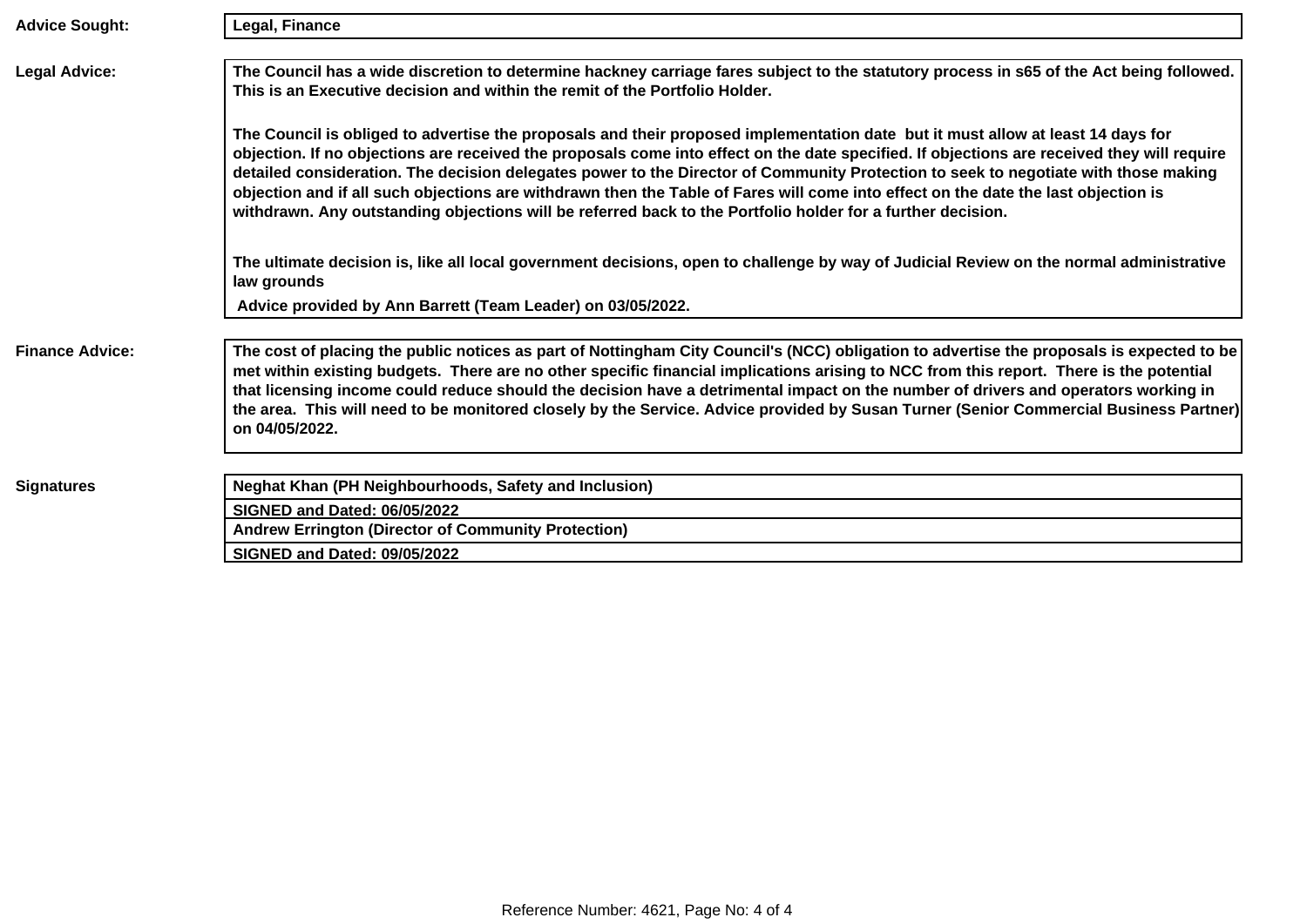**Advice Sought:** Legal, Finance

**Legal Advice:**

The Council has a wide discretion to determine hackney carriage fares subject to the statutory process in s65 of the Act being followed. This is an Executive decision and within the remit of the Portfolio Holder.

The Council is obliged to advertise the proposals and their proposed implementation date but it must allow at least 14 days for objection. If no objections are received the proposals come into effect on the date specified. If objections are received they will require detailed consideration. The decision delegates power to the Director of Community Protection to seek to negotiate with those making objection and if all such objections are withdrawn then the Table of Fares will come into effect on the date the last objection is withdrawn. Any outstanding objections will be referred back to the Portfolio holder for a further decision.

The ultimate decision is, like all local government decisions, open to challenge by way of Judicial Review on the normal administrative law grounds

Advice provided by Ann Barrett (Team Leader) on 03/05/2022.

**Finance Advice:**

The cost of placing the public notices as part of Nottingham City Council's (NCC) obligation to advertise the proposals is expected to be met within existing budgets. There are no other specific financial implications arising to NCC from this report. There is the potential that licensing income could reduce should the decision have a detrimental impact on the number of drivers and operators working in the area. This will need to be monitored closely by the Service. Advice provided by Susan Turner (Senior Commercial Business Partner) on 04/05/2022.

**Signatures**

Neghat Khan (PH Neighbourhoods, Safety and Inclusion)

SIGNED and Dated: 06/05/2022

Andrew Errington (Director of Community Protection)

SIGNED and Dated: 09/05/2022